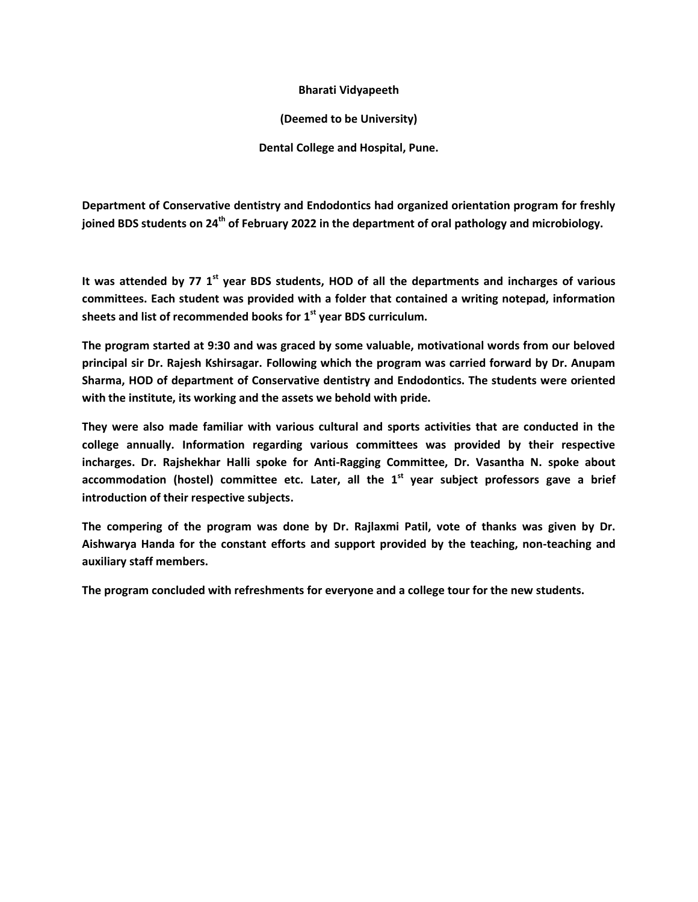**Bharati Vidyapeeth**

**(Deemed to be University)**

**Dental College and Hospital, Pune.**

**Department of Conservative dentistry and Endodontics had organized orientation program for freshly joined BDS students on 24th of February 2022 in the department of oral pathology and microbiology.**

**It was attended by 77 1st year BDS students, HOD of all the departments and incharges of various committees. Each student was provided with a folder that contained a writing notepad, information sheets and list of recommended books for 1st year BDS curriculum.**

**The program started at 9:30 and was graced by some valuable, motivational words from our beloved principal sir Dr. Rajesh Kshirsagar. Following which the program was carried forward by Dr. Anupam Sharma, HOD of department of Conservative dentistry and Endodontics. The students were oriented with the institute, its working and the assets we behold with pride.**

**They were also made familiar with various cultural and sports activities that are conducted in the college annually. Information regarding various committees was provided by their respective incharges. Dr. Rajshekhar Halli spoke for Anti-Ragging Committee, Dr. Vasantha N. spoke about accommodation (hostel) committee etc. Later, all the 1st year subject professors gave a brief introduction of their respective subjects.**

**The compering of the program was done by Dr. Rajlaxmi Patil, vote of thanks was given by Dr. Aishwarya Handa for the constant efforts and support provided by the teaching, non-teaching and auxiliary staff members.**

**The program concluded with refreshments for everyone and a college tour for the new students.**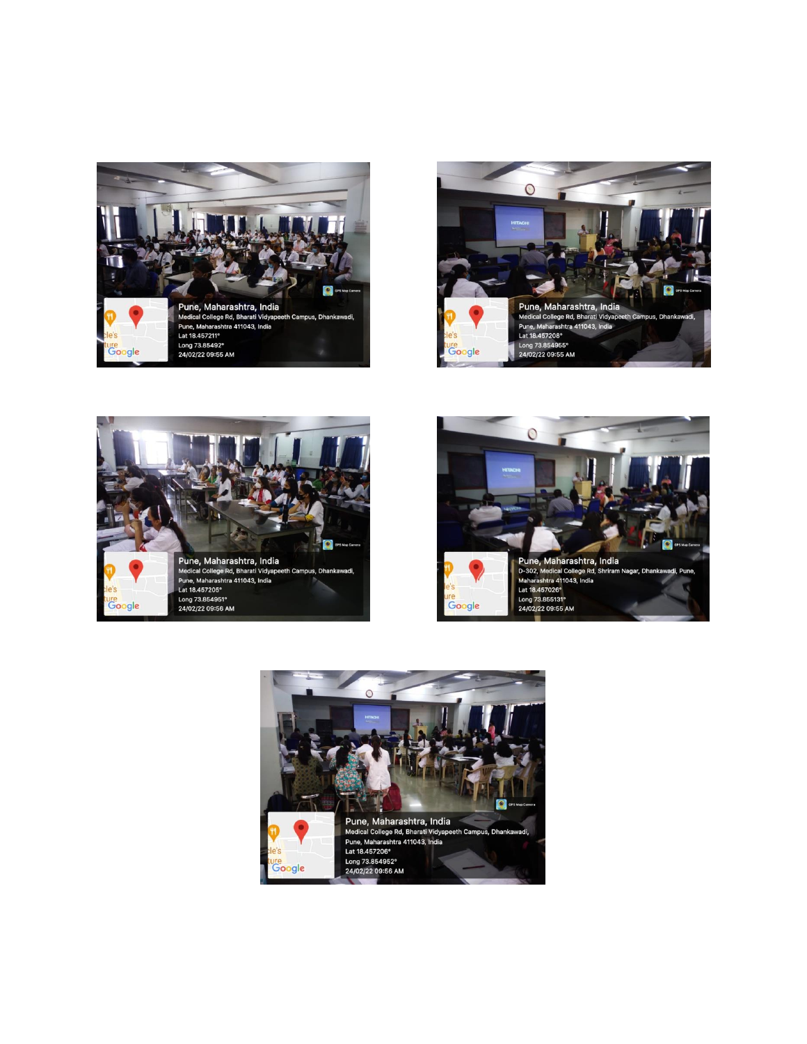Pune, Maharashtra, India
Medical College Rd, Bharati Vidyapeeth Campus, Dhankawadi, Pune, Maharashtra 411043, India
Lat 18.457211°
Long 73.85492°
24/02/22 09:55 AM

Pune, Maharashtra, India
Medical College Rd, Bharati Vidyapeeth Campus, Dhankawadi, Pune, Maharashtra 411043, India
Lat 18.457208°
Long 73.854955°
24/02/22 09:55 AM

Pune, Maharashtra, India
Medical College Rd, Bharati Vidyapeeth Campus, Dhankawadi, Pune, Maharashtra 411043, India
Lat 18.457205°
Long 73.854951°
24/02/22 09:56 AM

Pune, Maharashtra, India
D-302, Medical College Rd, Shriram Nagar, Dhankawadi, Pune, Maharashtra 411043, India
Lat 18.457026°
Long 73.855131°
24/02/22 09:55 AM

Pune, Maharashtra, India
Medical College Rd, Bharati Vidyapeeth Campus, Dhankawadi, Pune, Maharashtra 411043, India
Lat 18.457206°
Long 73.854952°
24/02/22 09:56 AM